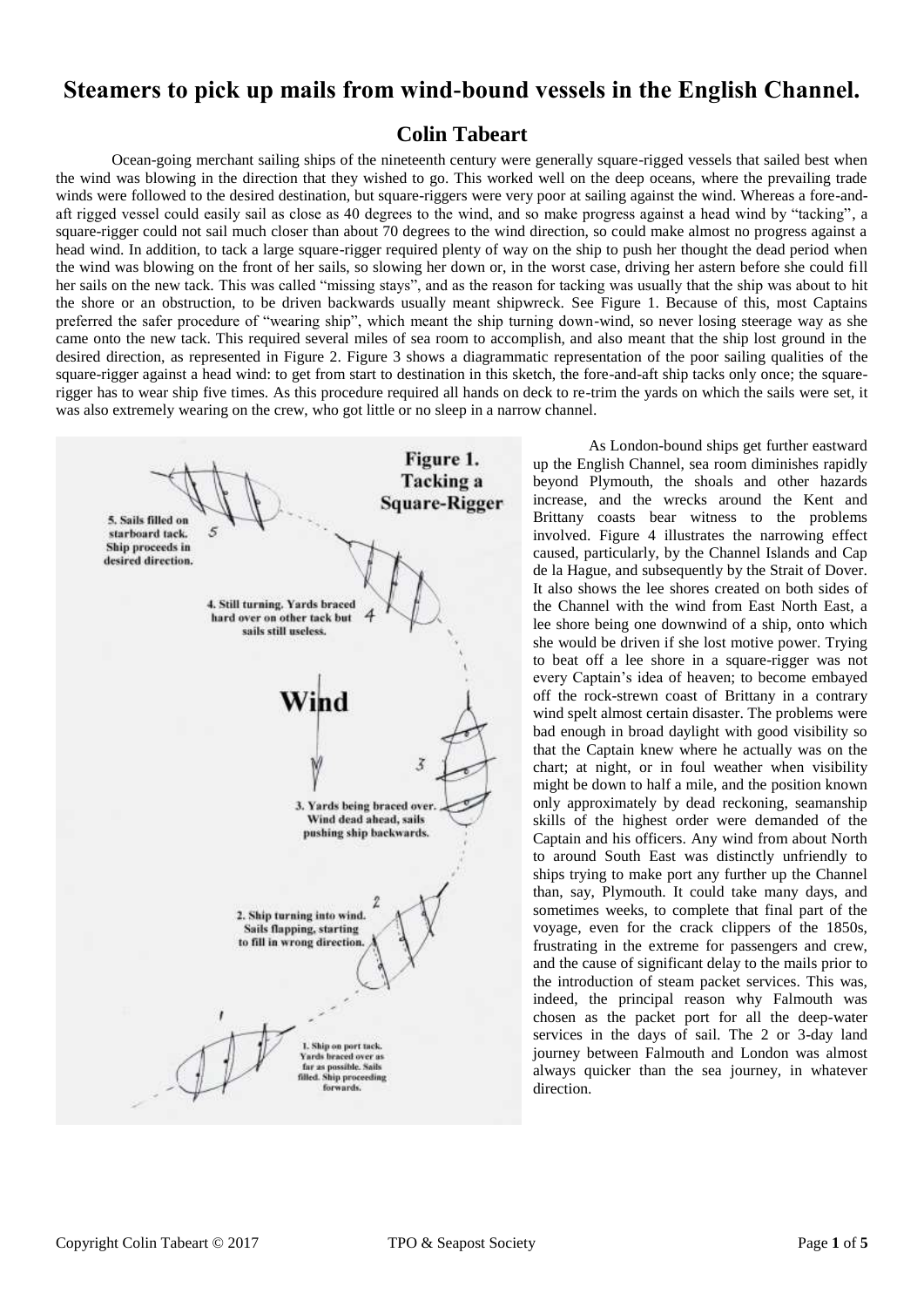# Steamers to pick up mails from wind-bound vessels in the English Channel.

## Colin Tabeart

Ocean-going merchant sailing ships of the nineteenth century were generally square-rigged vessels that sailed best when the wind was blowing in the direction that they wished to go. This worked well on the deep oceans, where the prevailing trade winds were followed to the desired destination, but square-riggers were very poor at sailing against the wind. Whereas a fore-and-aft rigged vessel could easily sail as close as 40 degrees to the wind, and so make progress against a head wind by "tacking", a square-rigger could not sail much closer than about 70 degrees to the wind direction, so could make almost no progress against a head wind. In addition, to tack a large square-rigger required plenty of way on the ship to push her thought the dead period when the wind was blowing on the front of her sails, so slowing her down or, in the worst case, driving her astern before she could fill her sails on the new tack. This was called "missing stays", and as the reason for tacking was usually that the ship was about to hit the shore or an obstruction, to be driven backwards usually meant shipwreck. See Figure 1. Because of this, most Captains preferred the safer procedure of "wearing ship", which meant the ship turning down-wind, so never losing steerage way as she came onto the new tack. This required several miles of sea room to accomplish, and also meant that the ship lost ground in the desired direction, as represented in Figure 2. Figure 3 shows a diagrammatic representation of the poor sailing qualities of the square-rigger against a head wind: to get from start to destination in this sketch, the fore-and-aft ship tacks only once; the square-rigger has to wear ship five times. As this procedure required all hands on deck to re-trim the yards on which the sails were set, it was also extremely wearing on the crew, who got little or no sleep in a narrow channel.

**Figure 1. Tacking a Square-Rigger**

Wind

1. Ship on port tack. Yards braced over as far as possible. Sails filled. Ship proceeding forwards.
2. Ship turning into wind. Sails flapping, starting to fill in wrong direction.
3. Yards being braced over. Wind dead ahead, sails pushing ship backwards.
4. Still turning. Yards braced hard over on other tack but sails still useless.
5. Sails filled on starboard tack. Ship proceeds in desired direction.

As London-bound ships get further eastward up the English Channel, sea room diminishes rapidly beyond Plymouth, the shoals and other hazards increase, and the wrecks around the Kent and Brittany coasts bear witness to the problems involved. Figure 4 illustrates the narrowing effect caused, particularly, by the Channel Islands and Cap de la Hague, and subsequently by the Strait of Dover. It also shows the lee shores created on both sides of the Channel with the wind from East North East, a lee shore being one downwind of a ship, onto which she would be driven if she lost motive power. Trying to beat off a lee shore in a square-rigger was not every Captain's idea of heaven; to become embayed off the rock-strewn coast of Brittany in a contrary wind spelt almost certain disaster. The problems were bad enough in broad daylight with good visibility so that the Captain knew where he actually was on the chart; at night, or in foul weather when visibility might be down to half a mile, and the position known only approximately by dead reckoning, seamanship skills of the highest order were demanded of the Captain and his officers. Any wind from about North to around South East was distinctly unfriendly to ships trying to make port any further up the Channel than, say, Plymouth. It could take many days, and sometimes weeks, to complete that final part of the voyage, even for the crack clippers of the 1850s, frustrating in the extreme for passengers and crew, and the cause of significant delay to the mails prior to the introduction of steam packet services. This was, indeed, the principal reason why Falmouth was chosen as the packet port for all the deep-water services in the days of sail. The 2 or 3-day land journey between Falmouth and London was almost always quicker than the sea journey, in whatever direction.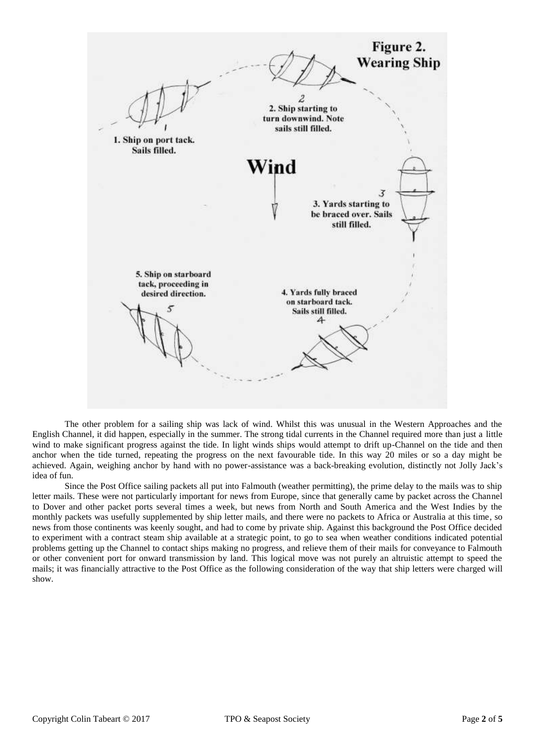**Figure 2. Wearing Ship**

1. Ship on port tack. Sails filled.

2. Ship starting to turn downwind. Note sails still filled.

3. Yards starting to be braced over. Sails still filled.

4. Yards fully braced on starboard tack. Sails still filled.

5. Ship on starboard tack, proceeding in desired direction.

Wind

The other problem for a sailing ship was lack of wind. Whilst this was unusual in the Western Approaches and the English Channel, it did happen, especially in the summer. The strong tidal currents in the Channel required more than just a little wind to make significant progress against the tide. In light winds ships would attempt to drift up-Channel on the tide and then anchor when the tide turned, repeating the progress on the next favourable tide. In this way 20 miles or so a day might be achieved. Again, weighing anchor by hand with no power-assistance was a back-breaking evolution, distinctly not Jolly Jack's idea of fun.

Since the Post Office sailing packets all put into Falmouth (weather permitting), the prime delay to the mails was to ship letter mails. These were not particularly important for news from Europe, since that generally came by packet across the Channel to Dover and other packet ports several times a week, but news from North and South America and the West Indies by the monthly packets was usefully supplemented by ship letter mails, and there were no packets to Africa or Australia at this time, so news from those continents was keenly sought, and had to come by private ship. Against this background the Post Office decided to experiment with a contract steam ship available at a strategic point, to go to sea when weather conditions indicated potential problems getting up the Channel to contact ships making no progress, and relieve them of their mails for conveyance to Falmouth or other convenient port for onward transmission by land. This logical move was not purely an altruistic attempt to speed the mails; it was financially attractive to the Post Office as the following consideration of the way that ship letters were charged will show.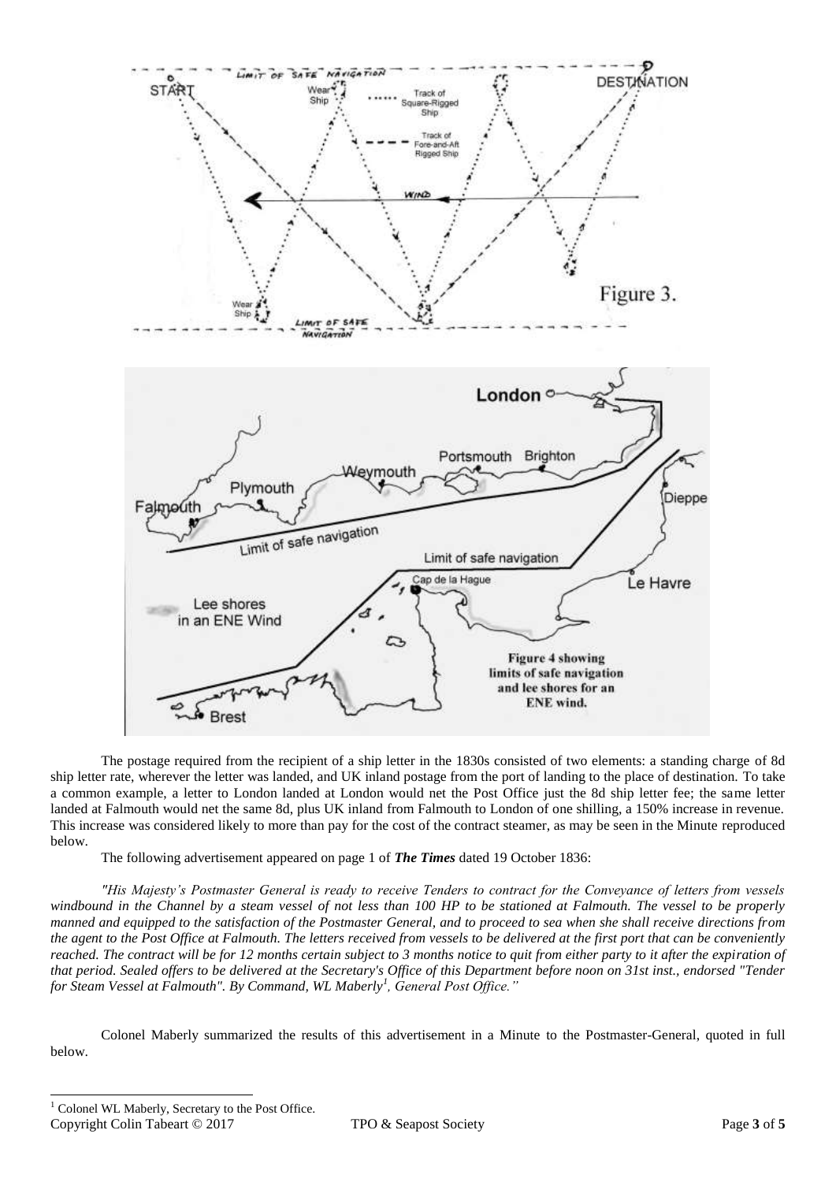The postage required from the recipient of a ship letter in the 1830s consisted of two elements: a standing charge of 8d ship letter rate, wherever the letter was landed, and UK inland postage from the port of landing to the place of destination. To take a common example, a letter to London landed at London would net the Post Office just the 8d ship letter fee; the same letter landed at Falmouth would net the same 8d, plus UK inland from Falmouth to London of one shilling, a 150% increase in revenue. This increase was considered likely to more than pay for the cost of the contract steamer, as may be seen in the Minute reproduced below.

The following advertisement appeared on page 1 of ***The Times*** dated 19 October 1836:

*"His Majesty's Postmaster General is ready to receive Tenders to contract for the Conveyance of letters from vessels windbound in the Channel by a steam vessel of not less than 100 HP to be stationed at Falmouth. The vessel to be properly manned and equipped to the satisfaction of the Postmaster General, and to proceed to sea when she shall receive directions from the agent to the Post Office at Falmouth. The letters received from vessels to be delivered at the first port that can be conveniently reached. The contract will be for 12 months certain subject to 3 months notice to quit from either party to it after the expiration of that period. Sealed offers to be delivered at the Secretary's Office of this Department before noon on 31st inst., endorsed "Tender for Steam Vessel at Falmouth". By Command, WL Maberly[1], General Post Office."*

Colonel Maberly summarized the results of this advertisement in a Minute to the Postmaster-General, quoted in full below.

[1] Colonel WL Maberly, Secretary to the Post Office.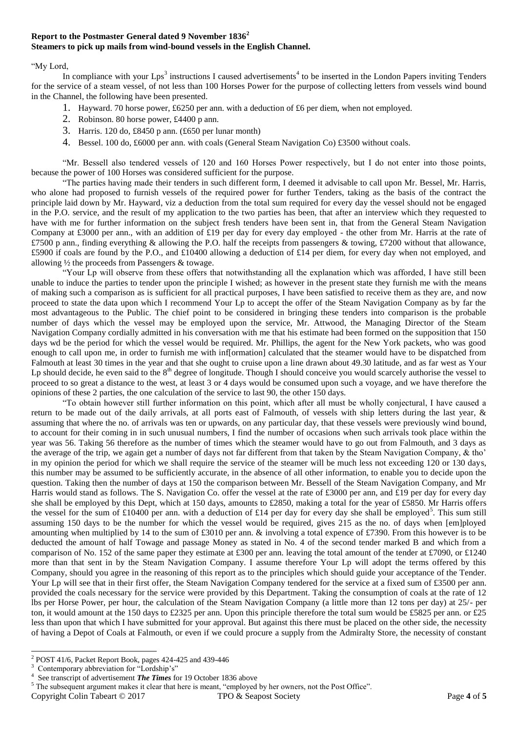**Report to the Postmaster General dated 9 November 1836**[2]
**Steamers to pick up mails from wind-bound vessels in the English Channel.**

"My Lord,

In compliance with your Lps[3] instructions I caused advertisements[4] to be inserted in the London Papers inviting Tenders for the service of a steam vessel, of not less than 100 Horses Power for the purpose of collecting letters from vessels wind bound in the Channel, the following have been presented.

1. Hayward. 70 horse power, £6250 per ann. with a deduction of £6 per diem, when not employed.
2. Robinson. 80 horse power, £4400 p ann.
3. Harris. 120 do, £8450 p ann. (£650 per lunar month)
4. Bessel. 100 do, £6000 per ann. with coals (General Steam Navigation Co) £3500 without coals.

"Mr. Bessell also tendered vessels of 120 and 160 Horses Power respectively, but I do not enter into those points, because the power of 100 Horses was considered sufficient for the purpose.

"The parties having made their tenders in such different form, I deemed it advisable to call upon Mr. Bessel, Mr. Harris, who alone had proposed to furnish vessels of the required power for further Tenders, taking as the basis of the contract the principle laid down by Mr. Hayward, viz a deduction from the total sum required for every day the vessel should not be engaged in the P.O. service, and the result of my application to the two parties has been, that after an interview which they requested to have with me for further information on the subject fresh tenders have been sent in, that from the General Steam Navigation Company at £3000 per ann., with an addition of £19 per day for every day employed - the other from Mr. Harris at the rate of £7500 p ann., finding everything & allowing the P.O. half the receipts from passengers & towing, £7200 without that allowance, £5900 if coals are found by the P.O., and £10400 allowing a deduction of £14 per diem, for every day when not employed, and allowing ½ the proceeds from Passengers & towage.

"Your Lp will observe from these offers that notwithstanding all the explanation which was afforded, I have still been unable to induce the parties to tender upon the principle I wished; as however in the present state they furnish me with the means of making such a comparison as is sufficient for all practical purposes, I have been satisfied to receive them as they are, and now proceed to state the data upon which I recommend Your Lp to accept the offer of the Steam Navigation Company as by far the most advantageous to the Public. The chief point to be considered in bringing these tenders into comparison is the probable number of days which the vessel may be employed upon the service, Mr. Attwood, the Managing Director of the Steam Navigation Company cordially admitted in his conversation with me that his estimate had been formed on the supposition that 150 days wd be the period for which the vessel would be required. Mr. Phillips, the agent for the New York packets, who was good enough to call upon me, in order to furnish me with inf[ormation] calculated that the steamer would have to be dispatched from Falmouth at least 30 times in the year and that she ought to cruise upon a line drawn about 49.30 latitude, and as far west as Your Lp should decide, he even said to the 8th degree of longitude. Though I should conceive you would scarcely authorise the vessel to proceed to so great a distance to the west, at least 3 or 4 days would be consumed upon such a voyage, and we have therefore the opinions of these 2 parties, the one calculation of the service to last 90, the other 150 days.

"To obtain however still further information on this point, which after all must be wholly conjectural, I have caused a return to be made out of the daily arrivals, at all ports east of Falmouth, of vessels with ship letters during the last year, & assuming that where the no. of arrivals was ten or upwards, on any particular day, that these vessels were previously wind bound, to account for their coming in in such unusual numbers, I find the number of occasions when such arrivals took place within the year was 56. Taking 56 therefore as the number of times which the steamer would have to go out from Falmouth, and 3 days as the average of the trip, we again get a number of days not far different from that taken by the Steam Navigation Company, & tho' in my opinion the period for which we shall require the service of the steamer will be much less not exceeding 120 or 130 days, this number may be assumed to be sufficiently accurate, in the absence of all other information, to enable you to decide upon the question. Taking then the number of days at 150 the comparison between Mr. Bessell of the Steam Navigation Company, and Mr Harris would stand as follows. The S. Navigation Co. offer the vessel at the rate of £3000 per ann, and £19 per day for every day she shall be employed by this Dept, which at 150 days, amounts to £2850, making a total for the year of £5850. Mr Harris offers the vessel for the sum of £10400 per ann. with a deduction of £14 per day for every day she shall be employed[5]. This sum still assuming 150 days to be the number for which the vessel would be required, gives 215 as the no. of days when [em]ployed amounting when multiplied by 14 to the sum of £3010 per ann. & involving a total expence of £7390. From this however is to be deducted the amount of half Towage and passage Money as stated in No. 4 of the second tender marked B and which from a comparison of No. 152 of the same paper they estimate at £300 per ann. leaving the total amount of the tender at £7090, or £1240 more than that sent in by the Steam Navigation Company. I assume therefore Your Lp will adopt the terms offered by this Company, should you agree in the reasoning of this report as to the principles which should guide your acceptance of the Tender. Your Lp will see that in their first offer, the Steam Navigation Company tendered for the service at a fixed sum of £3500 per ann. provided the coals necessary for the service were provided by this Department. Taking the consumption of coals at the rate of 12 lbs per Horse Power, per hour, the calculation of the Steam Navigation Company (a little more than 12 tons per day) at 25/- per ton, it would amount at the 150 days to £2325 per ann. Upon this principle therefore the total sum would be £5825 per ann. or £25 less than upon that which I have submitted for your approval. But against this there must be placed on the other side, the necessity of having a Depot of Coals at Falmouth, or even if we could procure a supply from the Admiralty Store, the necessity of constant

---

[2] POST 41/6, Packet Report Book, pages 424-425 and 439-446
[3] Contemporary abbreviation for "Lordship's"
[4] See transcript of advertisement *The Times* for 19 October 1836 above
[5] The subsequent argument makes it clear that here is meant, "employed by her owners, not the Post Office".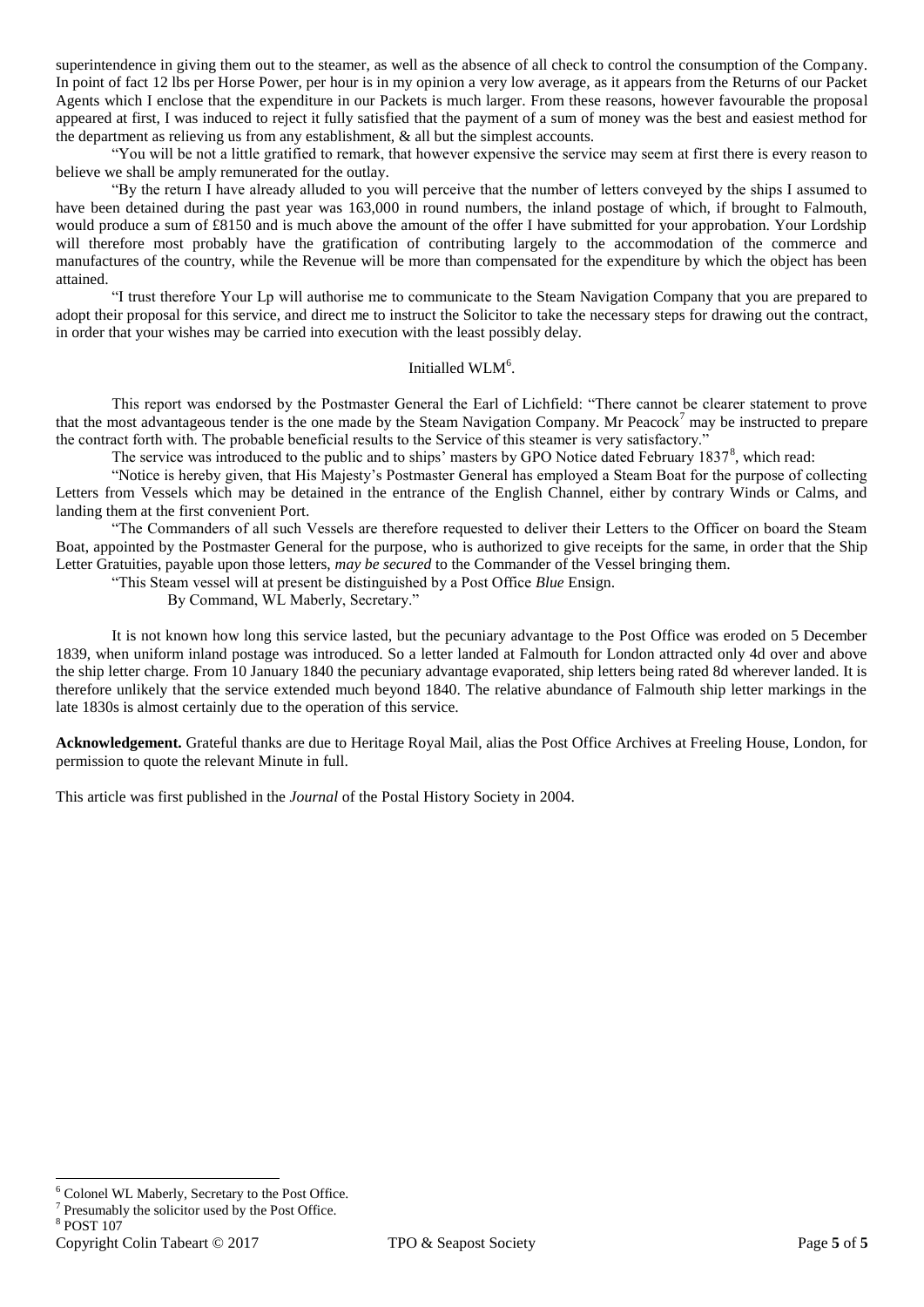superintendence in giving them out to the steamer, as well as the absence of all check to control the consumption of the Company. In point of fact 12 lbs per Horse Power, per hour is in my opinion a very low average, as it appears from the Returns of our Packet Agents which I enclose that the expenditure in our Packets is much larger. From these reasons, however favourable the proposal appeared at first, I was induced to reject it fully satisfied that the payment of a sum of money was the best and easiest method for the department as relieving us from any establishment, & all but the simplest accounts.

"You will be not a little gratified to remark, that however expensive the service may seem at first there is every reason to believe we shall be amply remunerated for the outlay.

"By the return I have already alluded to you will perceive that the number of letters conveyed by the ships I assumed to have been detained during the past year was 163,000 in round numbers, the inland postage of which, if brought to Falmouth, would produce a sum of £8150 and is much above the amount of the offer I have submitted for your approbation. Your Lordship will therefore most probably have the gratification of contributing largely to the accommodation of the commerce and manufactures of the country, while the Revenue will be more than compensated for the expenditure by which the object has been attained.

"I trust therefore Your Lp will authorise me to communicate to the Steam Navigation Company that you are prepared to adopt their proposal for this service, and direct me to instruct the Solicitor to take the necessary steps for drawing out the contract, in order that your wishes may be carried into execution with the least possibly delay.

Initialled WLM[6].

This report was endorsed by the Postmaster General the Earl of Lichfield: "There cannot be clearer statement to prove that the most advantageous tender is the one made by the Steam Navigation Company. Mr Peacock[7] may be instructed to prepare the contract forth with. The probable beneficial results to the Service of this steamer is very satisfactory."

The service was introduced to the public and to ships' masters by GPO Notice dated February 1837[8], which read:

"Notice is hereby given, that His Majesty's Postmaster General has employed a Steam Boat for the purpose of collecting Letters from Vessels which may be detained in the entrance of the English Channel, either by contrary Winds or Calms, and landing them at the first convenient Port.

"The Commanders of all such Vessels are therefore requested to deliver their Letters to the Officer on board the Steam Boat, appointed by the Postmaster General for the purpose, who is authorized to give receipts for the same, in order that the Ship Letter Gratuities, payable upon those letters, *may be secured* to the Commander of the Vessel bringing them.

"This Steam vessel will at present be distinguished by a Post Office *Blue* Ensign.

By Command, WL Maberly, Secretary."

It is not known how long this service lasted, but the pecuniary advantage to the Post Office was eroded on 5 December 1839, when uniform inland postage was introduced. So a letter landed at Falmouth for London attracted only 4d over and above the ship letter charge. From 10 January 1840 the pecuniary advantage evaporated, ship letters being rated 8d wherever landed. It is therefore unlikely that the service extended much beyond 1840. The relative abundance of Falmouth ship letter markings in the late 1830s is almost certainly due to the operation of this service.

**Acknowledgement.** Grateful thanks are due to Heritage Royal Mail, alias the Post Office Archives at Freeling House, London, for permission to quote the relevant Minute in full.

This article was first published in the *Journal* of the Postal History Society in 2004.

---

[6] Colonel WL Maberly, Secretary to the Post Office.

[7] Presumably the solicitor used by the Post Office.

[8] POST 107

Copyright Colin Tabeart © 2017 TPO & Seapost Society